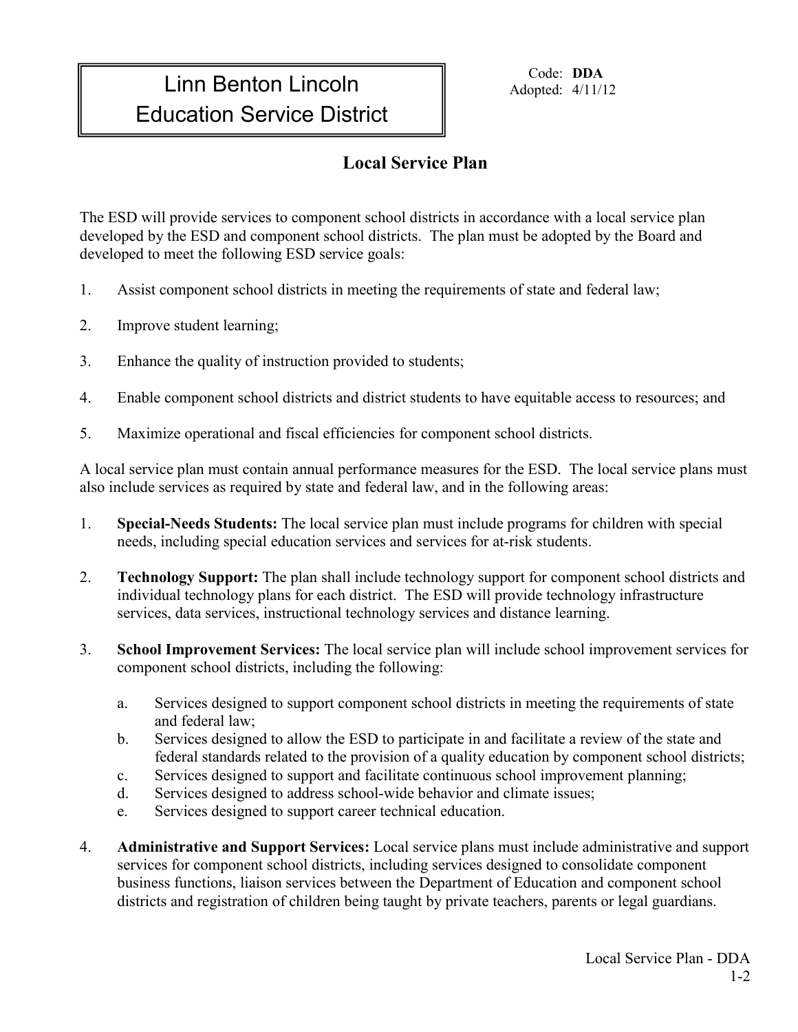# Linn Benton Lincoln Education Service District

Code: **DDA**
Adopted: 4/11/12

## Local Service Plan

The ESD will provide services to component school districts in accordance with a local service plan developed by the ESD and component school districts. The plan must be adopted by the Board and developed to meet the following ESD service goals:

1. Assist component school districts in meeting the requirements of state and federal law;
2. Improve student learning;
3. Enhance the quality of instruction provided to students;
4. Enable component school districts and district students to have equitable access to resources; and
5. Maximize operational and fiscal efficiencies for component school districts.

A local service plan must contain annual performance measures for the ESD. The local service plans must also include services as required by state and federal law, and in the following areas:

1. **Special-Needs Students:** The local service plan must include programs for children with special needs, including special education services and services for at-risk students.
2. **Technology Support:** The plan shall include technology support for component school districts and individual technology plans for each district. The ESD will provide technology infrastructure services, data services, instructional technology services and distance learning.
3. **School Improvement Services:** The local service plan will include school improvement services for component school districts, including the following:
   a. Services designed to support component school districts in meeting the requirements of state and federal law;
   b. Services designed to allow the ESD to participate in and facilitate a review of the state and federal standards related to the provision of a quality education by component school districts;
   c. Services designed to support and facilitate continuous school improvement planning;
   d. Services designed to address school-wide behavior and climate issues;
   e. Services designed to support career technical education.
4. **Administrative and Support Services:** Local service plans must include administrative and support services for component school districts, including services designed to consolidate component business functions, liaison services between the Department of Education and component school districts and registration of children being taught by private teachers, parents or legal guardians.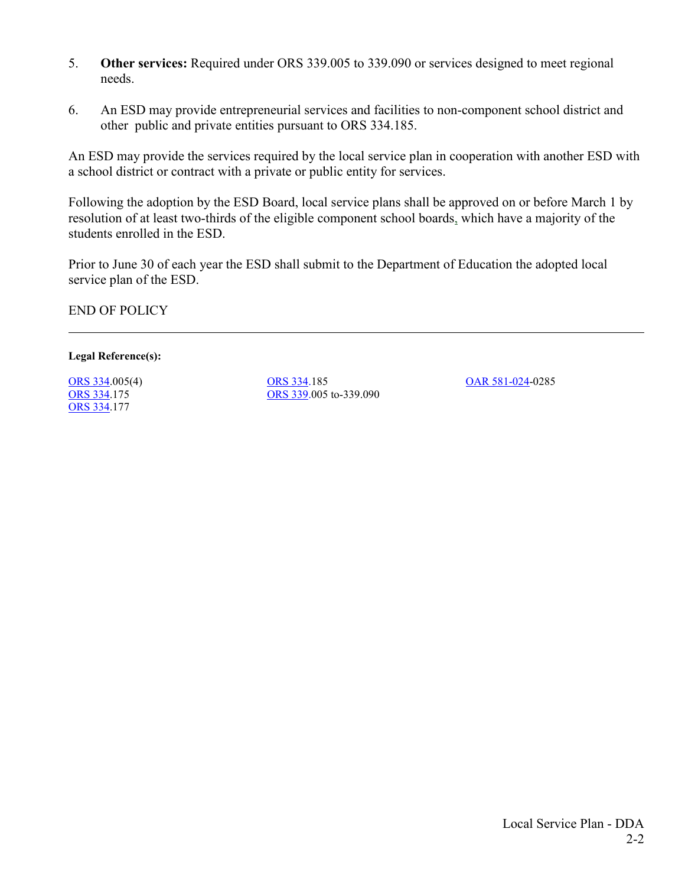5. **Other services:** Required under ORS 339.005 to 339.090 or services designed to meet regional needs.

6. An ESD may provide entrepreneurial services and facilities to non-component school district and other public and private entities pursuant to ORS 334.185.

An ESD may provide the services required by the local service plan in cooperation with another ESD with a school district or contract with a private or public entity for services.

Following the adoption by the ESD Board, local service plans shall be approved on or before March 1 by resolution of at least two-thirds of the eligible component school boards, which have a majority of the students enrolled in the ESD.

Prior to June 30 of each year the ESD shall submit to the Department of Education the adopted local service plan of the ESD.

END OF POLICY

---

**Legal Reference(s):**

ORS 334.005(4)
ORS 334.175
ORS 334.177
ORS 334.185
ORS 339.005 to-339.090
OAR 581-024-0285